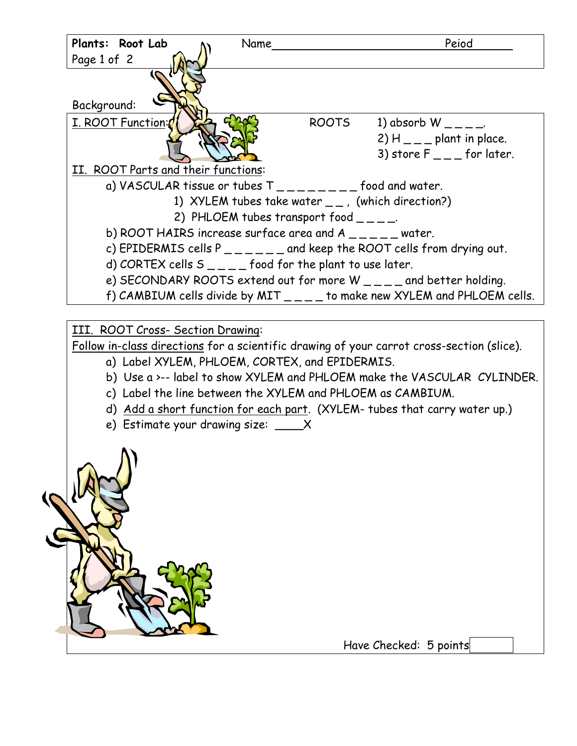**Plants: Root Lab** Name________________________________ Peiod______

Page 1 of 2

Background:

## I. ROOT Function:

ROOTS
1) absorb W _ _ _ _.
2) H _ _ _ plant in place.
3) store F _ _ _ for later.

## II. ROOT Parts and their functions:

a) VASCULAR tissue or tubes T _ _ _ _ _ _ _ _ food and water.
   1) XYLEM tubes take water _ _ , (which direction?)
   2) PHLOEM tubes transport food _ _ _ _.

b) ROOT HAIRS increase surface area and A _ _ _ _ _ water.

c) EPIDERMIS cells P _ _ _ _ _ _ and keep the ROOT cells from drying out.

d) CORTEX cells S _ _ _ _ food for the plant to use later.

e) SECONDARY ROOTS extend out for more W _ _ _ _ and better holding.

f) CAMBIUM cells divide by MIT _ _ _ _ to make new XYLEM and PHLOEM cells.

## III. ROOT Cross- Section Drawing:

Follow in-class directions for a scientific drawing of your carrot cross-section (slice).

a) Label XYLEM, PHLOEM, CORTEX, and EPIDERMIS.

b) Use a >-- label to show XYLEM and PHLOEM make the VASCULAR CYLINDER.

c) Label the line between the XYLEM and PHLOEM as CAMBIUM.

d) Add a short function for each part. (XYLEM- tubes that carry water up.)

e) Estimate your drawing size: ____X

Have Checked: 5 points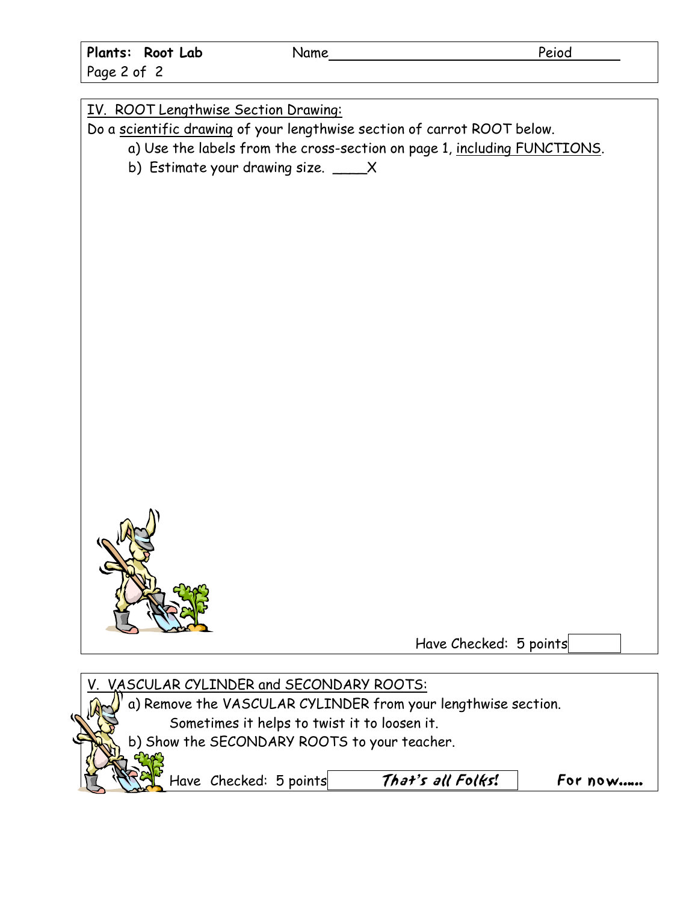**Plants: Root Lab** Name\_\_\_\_\_\_\_\_\_\_\_\_\_\_\_\_\_\_\_\_\_\_\_\_\_\_\_\_ Peiod\_\_\_\_\_\_

## IV. ROOT Lengthwise Section Drawing:

Do a scientific drawing of your lengthwise section of carrot ROOT below.

a) Use the labels from the cross-section on page 1, including FUNCTIONS.

b) Estimate your drawing size. \_\_\_\_X

Have Checked: 5 points

## V. VASCULAR CYLINDER and SECONDARY ROOTS:

a) Remove the VASCULAR CYLINDER from your lengthwise section.
Sometimes it helps to twist it to loosen it.

b) Show the SECONDARY ROOTS to your teacher.

Have Checked: 5 points

*That's all Folks!* **For now……**